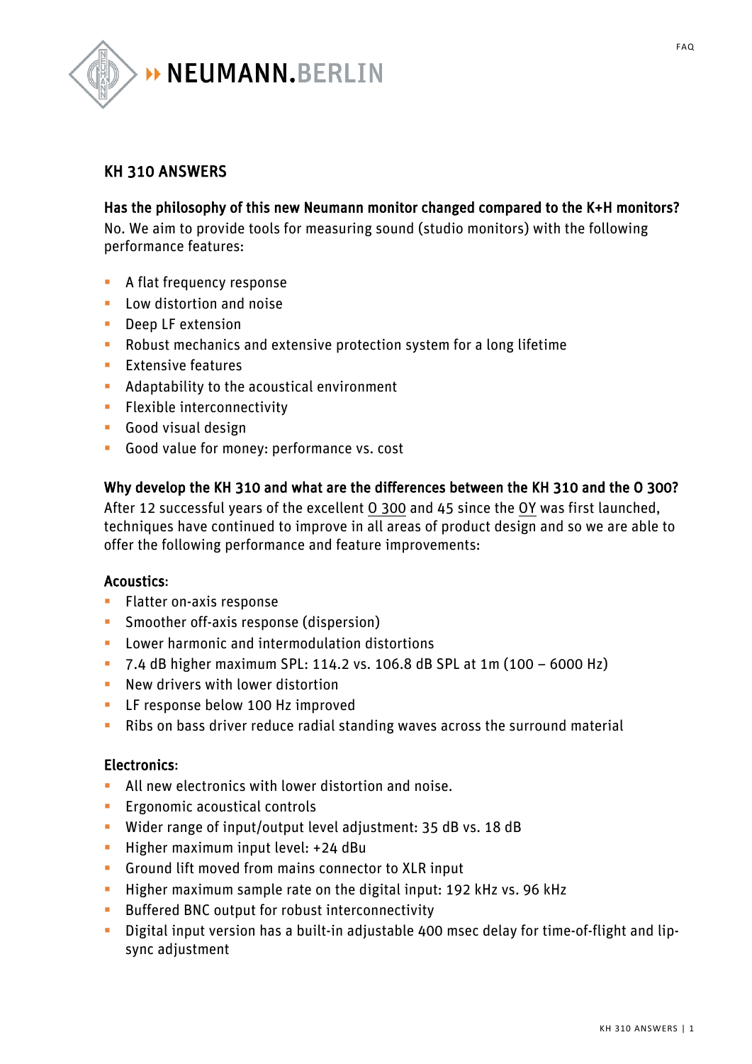# KH 310 ANSWERS

## Has the philosophy of this new Neumann monitor changed compared to the K+H monitors?

No. We aim to provide tools for measuring sound (studio monitors) with the following performance features:

- A flat frequency response
- Low distortion and noise
- Deep LF extension
- Robust mechanics and extensive protection system for a long lifetime
- Extensive features
- Adaptability to the acoustical environment
- Flexible interconnectivity
- Good visual design
- Good value for money: performance vs. cost

## Why develop the KH 310 and what are the differences between the KH 310 and the O 300?

After 12 successful years of the excellent O 300 and 45 since the OY was first launched, techniques have continued to improve in all areas of product design and so we are able to offer the following performance and feature improvements:

### Acoustics:

- Flatter on-axis response
- Smoother off-axis response (dispersion)
- Lower harmonic and intermodulation distortions
- 7.4 dB higher maximum SPL: 114.2 vs. 106.8 dB SPL at 1m (100 – 6000 Hz)
- New drivers with lower distortion
- LF response below 100 Hz improved
- Ribs on bass driver reduce radial standing waves across the surround material

### Electronics:

- All new electronics with lower distortion and noise.
- Ergonomic acoustical controls
- Wider range of input/output level adjustment: 35 dB vs. 18 dB
- Higher maximum input level: +24 dBu
- Ground lift moved from mains connector to XLR input
- Higher maximum sample rate on the digital input: 192 kHz vs. 96 kHz
- Buffered BNC output for robust interconnectivity
- Digital input version has a built-in adjustable 400 msec delay for time-of-flight and lip-sync adjustment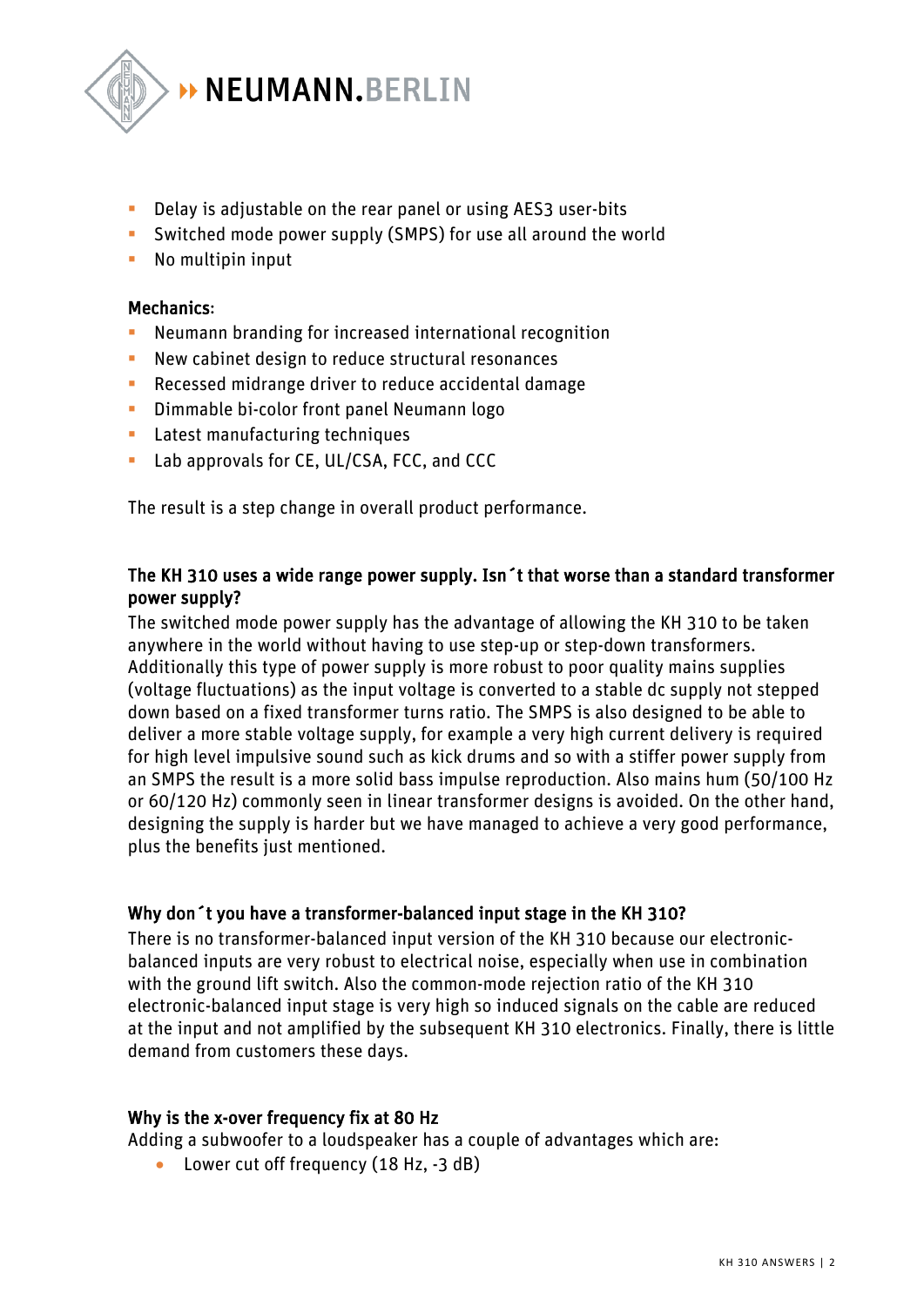- Delay is adjustable on the rear panel or using AES3 user-bits
- Switched mode power supply (SMPS) for use all around the world
- No multipin input

**Mechanics**:

- Neumann branding for increased international recognition
- New cabinet design to reduce structural resonances
- Recessed midrange driver to reduce accidental damage
- Dimmable bi-color front panel Neumann logo
- Latest manufacturing techniques
- Lab approvals for CE, UL/CSA, FCC, and CCC

The result is a step change in overall product performance.

### The KH 310 uses a wide range power supply. Isn´t that worse than a standard transformer power supply?

The switched mode power supply has the advantage of allowing the KH 310 to be taken anywhere in the world without having to use step-up or step-down transformers. Additionally this type of power supply is more robust to poor quality mains supplies (voltage fluctuations) as the input voltage is converted to a stable dc supply not stepped down based on a fixed transformer turns ratio. The SMPS is also designed to be able to deliver a more stable voltage supply, for example a very high current delivery is required for high level impulsive sound such as kick drums and so with a stiffer power supply from an SMPS the result is a more solid bass impulse reproduction. Also mains hum (50/100 Hz or 60/120 Hz) commonly seen in linear transformer designs is avoided. On the other hand, designing the supply is harder but we have managed to achieve a very good performance, plus the benefits just mentioned.

### Why don´t you have a transformer-balanced input stage in the KH 310?

There is no transformer-balanced input version of the KH 310 because our electronic-balanced inputs are very robust to electrical noise, especially when use in combination with the ground lift switch. Also the common-mode rejection ratio of the KH 310 electronic-balanced input stage is very high so induced signals on the cable are reduced at the input and not amplified by the subsequent KH 310 electronics. Finally, there is little demand from customers these days.

### Why is the x-over frequency fix at 80 Hz

Adding a subwoofer to a loudspeaker has a couple of advantages which are:

- Lower cut off frequency (18 Hz, -3 dB)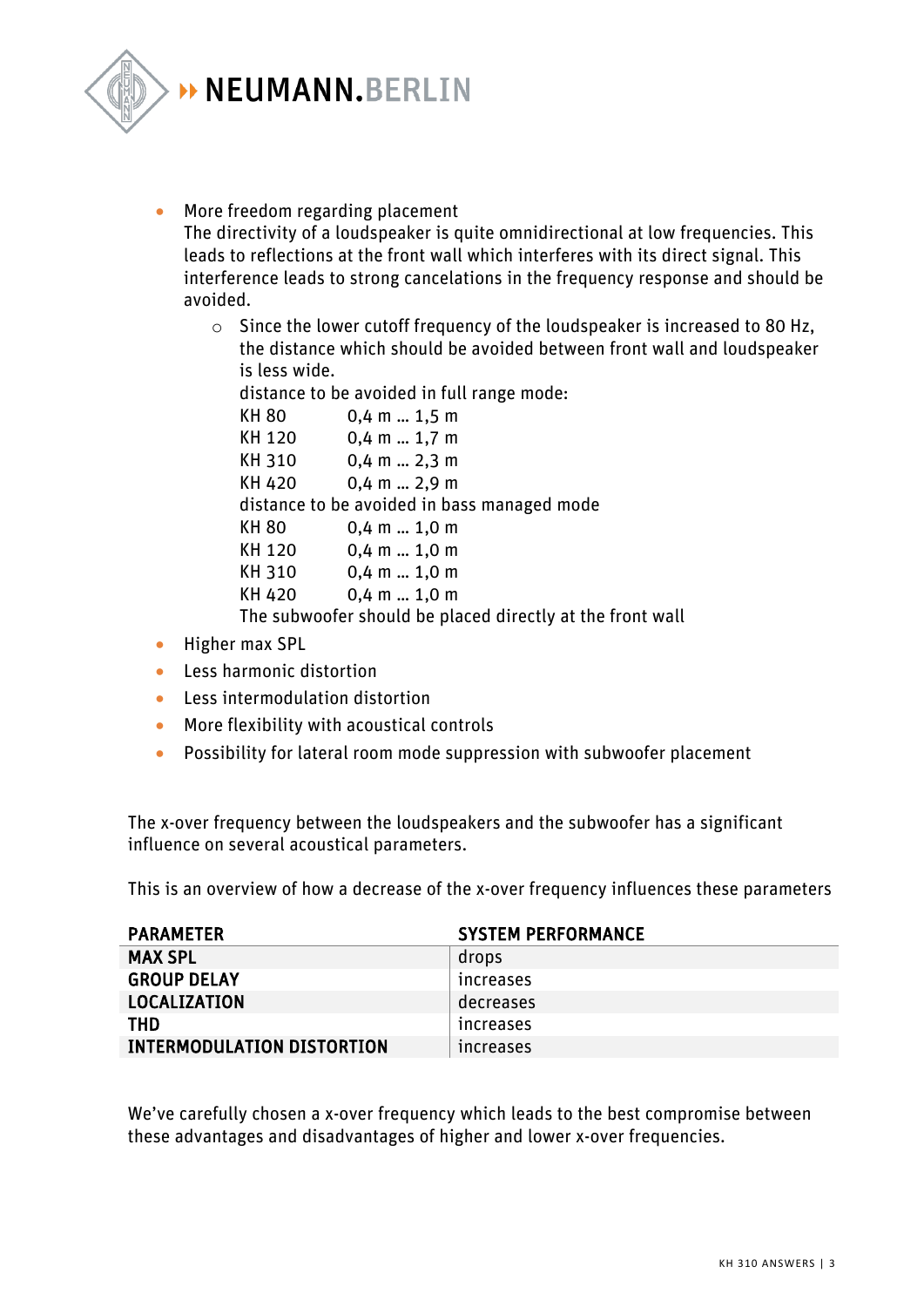- More freedom regarding placement
  The directivity of a loudspeaker is quite omnidirectional at low frequencies. This leads to reflections at the front wall which interferes with its direct signal. This interference leads to strong cancelations in the frequency response and should be avoided.
    - Since the lower cutoff frequency of the loudspeaker is increased to 80 Hz, the distance which should be avoided between front wall and loudspeaker is less wide.
      distance to be avoided in full range mode:
      KH 80 0,4 m … 1,5 m
      KH 120 0,4 m … 1,7 m
      KH 310 0,4 m … 2,3 m
      KH 420 0,4 m … 2,9 m
      distance to be avoided in bass managed mode
      KH 80 0,4 m … 1,0 m
      KH 120 0,4 m … 1,0 m
      KH 310 0,4 m … 1,0 m
      KH 420 0,4 m … 1,0 m
      The subwoofer should be placed directly at the front wall
- Higher max SPL
- Less harmonic distortion
- Less intermodulation distortion
- More flexibility with acoustical controls
- Possibility for lateral room mode suppression with subwoofer placement

The x-over frequency between the loudspeakers and the subwoofer has a significant influence on several acoustical parameters.

This is an overview of how a decrease of the x-over frequency influences these parameters

| PARAMETER | SYSTEM PERFORMANCE |
|---|---|
| **MAX SPL** | drops |
| **GROUP DELAY** | increases |
| **LOCALIZATION** | decreases |
| **THD** | increases |
| **INTERMODULATION DISTORTION** | increases |

We've carefully chosen a x-over frequency which leads to the best compromise between these advantages and disadvantages of higher and lower x-over frequencies.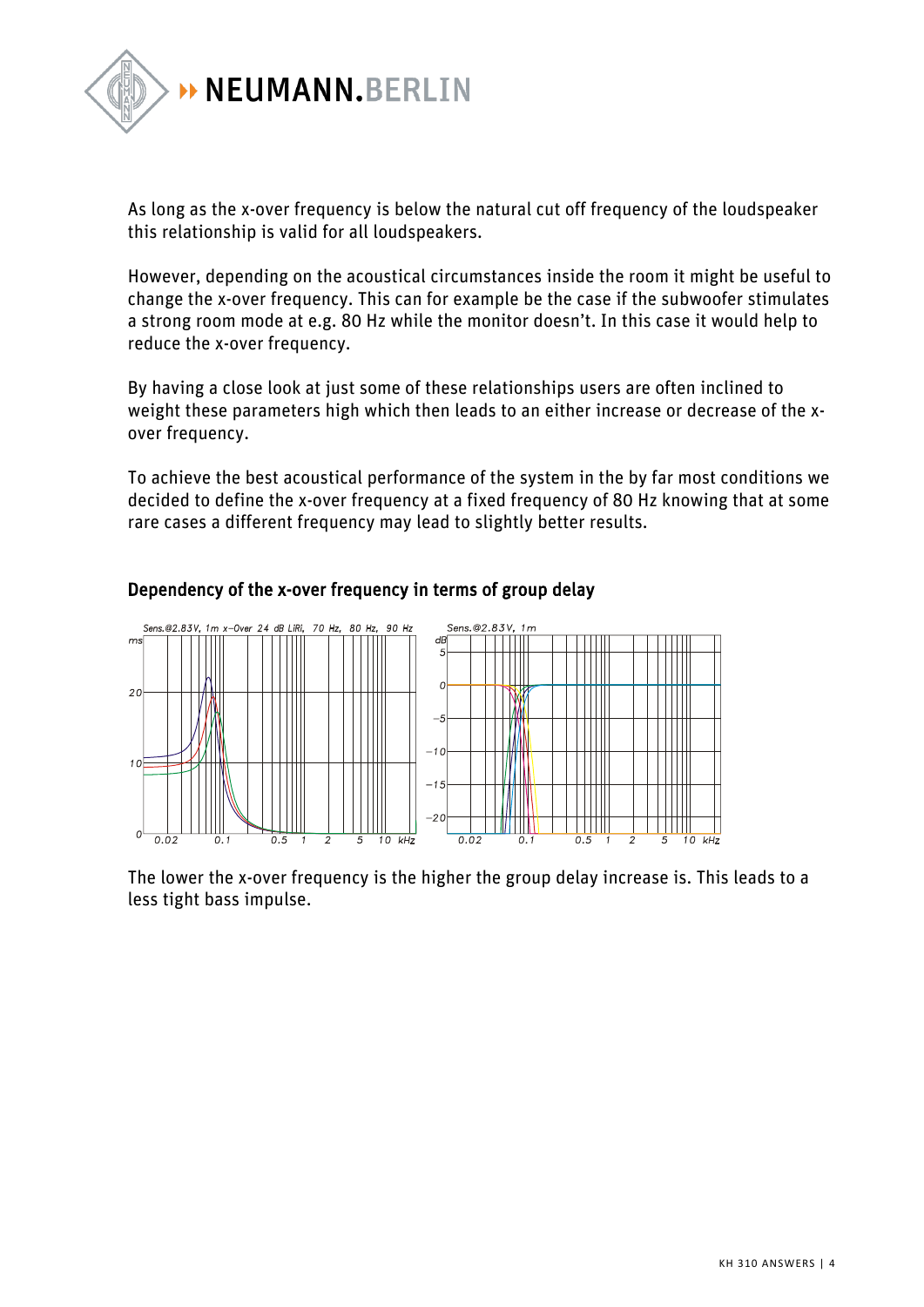As long as the x-over frequency is below the natural cut off frequency of the loudspeaker this relationship is valid for all loudspeakers.

However, depending on the acoustical circumstances inside the room it might be useful to change the x-over frequency. This can for example be the case if the subwoofer stimulates a strong room mode at e.g. 80 Hz while the monitor doesn't. In this case it would help to reduce the x-over frequency.

By having a close look at just some of these relationships users are often inclined to weight these parameters high which then leads to an either increase or decrease of the x-over frequency.

To achieve the best acoustical performance of the system in the by far most conditions we decided to define the x-over frequency at a fixed frequency of 80 Hz knowing that at some rare cases a different frequency may lead to slightly better results.

### Dependency of the x-over frequency in terms of group delay

Sens.@2.83V, 1m x–Over 24 dB LiRi, 70 Hz, 80 Hz, 90 Hz
ms
0
10
20
0.02 0.1 0.5 1 2 5 10 kHz

Sens.@2.83V, 1m
dB
5
0
−5
−10
−15
−20
0.02 0.1 0.5 1 2 5 10 kHz

The lower the x-over frequency is the higher the group delay increase is. This leads to a less tight bass impulse.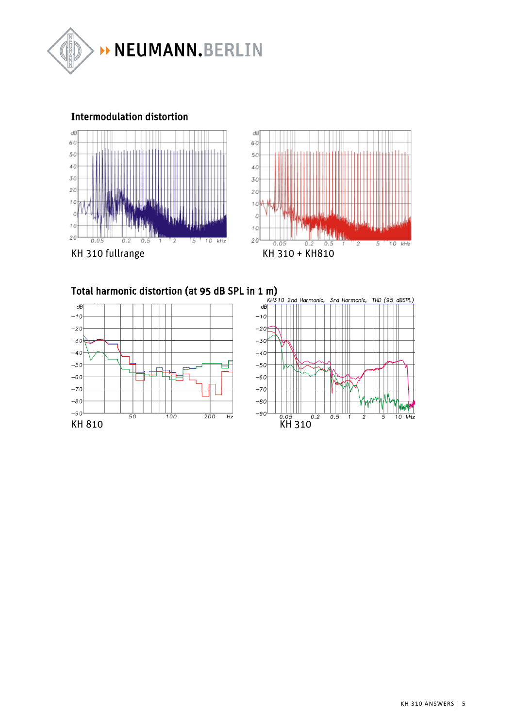## Intermodulation distortion

dB
60
50
40
30
20
10
0
10
20
0.05 0.2 0.5 1 2 5 10 kHz

KH 310 fullrange

dB
60
50
40
30
20
10
0
-10
20
0.05 0.2 0.5 1 2 5 10 kHz

KH 310 + KH810

## Total harmonic distortion (at 95 dB SPL in 1 m)

dB
−10
−20
−30
−40
−50
−60
−70
−80
−90
50 100 200 Hz

KH 810

KH310 2nd Harmonic, 3rd Harmonic, THD (95 dBSPL)

dB
−10
−20
−30
−40
−50
−60
−70
−80
−90
0.05 0.2 0.5 1 2 5 10 kHz

KH 310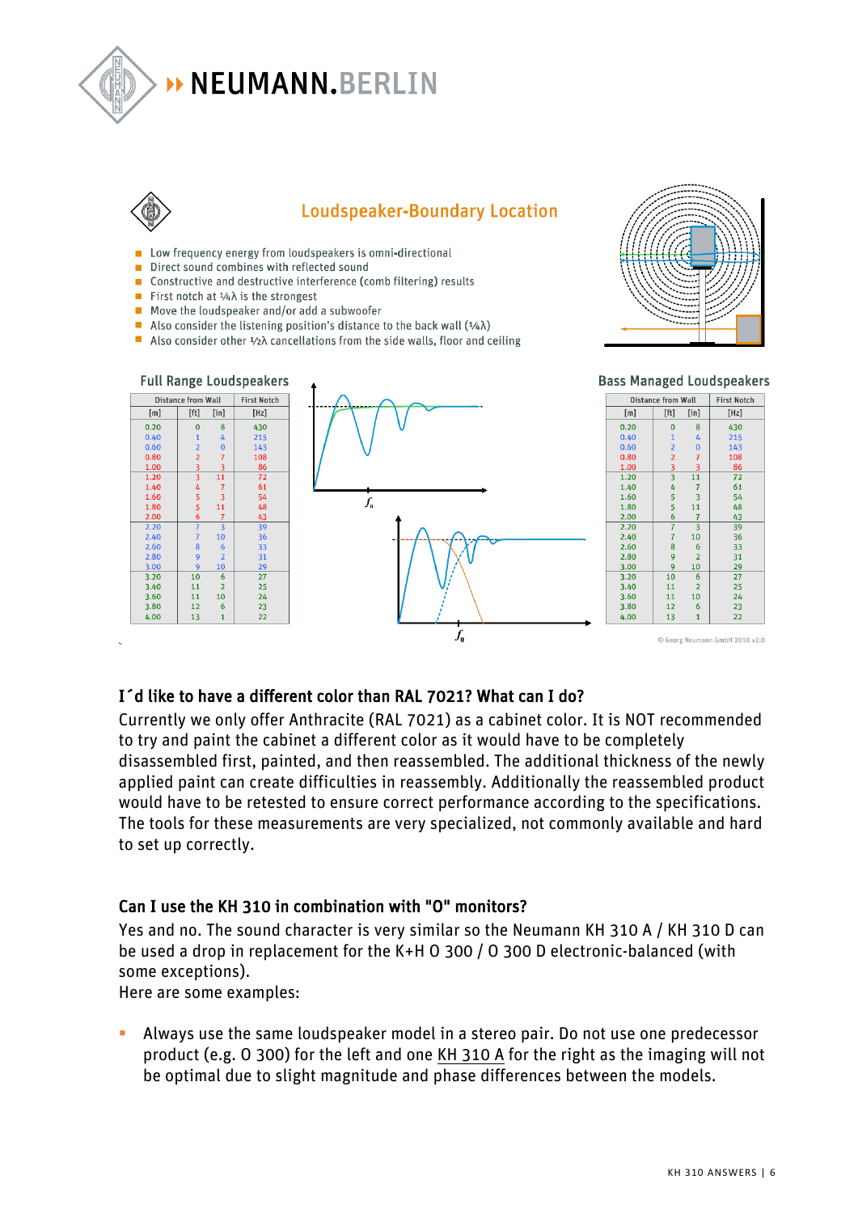## Loudspeaker-Boundary Location

- Low frequency energy from loudspeakers is omni-directional
- Direct sound combines with reflected sound
- Constructive and destructive interference (comb filtering) results
- First notch at ¼λ is the strongest
- Move the loudspeaker and/or add a subwoofer
- Also consider the listening position's distance to the back wall (¼λ)
- Also consider other ½λ cancellations from the side walls, floor and ceiling

**Full Range Loudspeakers**

| Distance from Wall | | | First Notch |
|---|---|---|---|
| [m] | [ft] | [in] | [Hz] |
| 0.20 | 0 | 8 | 430 |
| 0.40 | 1 | 4 | 215 |
| 0.60 | 2 | 0 | 143 |
| 0.80 | 2 | 7 | 108 |
| 1.00 | 3 | 3 | 86 |
| 1.20 | 3 | 11 | 72 |
| 1.40 | 4 | 7 | 61 |
| 1.60 | 5 | 3 | 54 |
| 1.80 | 5 | 11 | 48 |
| 2.00 | 6 | 7 | 43 |
| 2.20 | 7 | 3 | 39 |
| 2.40 | 7 | 10 | 36 |
| 2.60 | 8 | 6 | 33 |
| 2.80 | 9 | 2 | 31 |
| 3.00 | 9 | 10 | 29 |
| 3.20 | 10 | 6 | 27 |
| 3.40 | 11 | 2 | 25 |
| 3.60 | 11 | 10 | 24 |
| 3.80 | 12 | 6 | 23 |
| 4.00 | 13 | 1 | 22 |

$f_n$

$f_0$

**Bass Managed Loudspeakers**

| Distance from Wall | | | First Notch |
|---|---|---|---|
| [m] | [ft] | [in] | [Hz] |
| 0.20 | 0 | 8 | 430 |
| 0.40 | 1 | 4 | 215 |
| 0.60 | 2 | 0 | 143 |
| 0.80 | 2 | 7 | 108 |
| 1.00 | 3 | 3 | 86 |
| 1.20 | 3 | 11 | 72 |
| 1.40 | 4 | 7 | 61 |
| 1.60 | 5 | 3 | 54 |
| 1.80 | 5 | 11 | 48 |
| 2.00 | 6 | 7 | 43 |
| 2.20 | 7 | 3 | 39 |
| 2.40 | 7 | 10 | 36 |
| 2.60 | 8 | 6 | 33 |
| 2.80 | 9 | 2 | 31 |
| 3.00 | 9 | 10 | 29 |
| 3.20 | 10 | 6 | 27 |
| 3.40 | 11 | 2 | 25 |
| 3.60 | 11 | 10 | 24 |
| 3.80 | 12 | 6 | 23 |
| 4.00 | 13 | 1 | 22 |

© Georg Neumann GmbH 2010 v2.0

### I´d like to have a different color than RAL 7021? What can I do?

Currently we only offer Anthracite (RAL 7021) as a cabinet color. It is NOT recommended to try and paint the cabinet a different color as it would have to be completely disassembled first, painted, and then reassembled. The additional thickness of the newly applied paint can create difficulties in reassembly. Additionally the reassembled product would have to be retested to ensure correct performance according to the specifications. The tools for these measurements are very specialized, not commonly available and hard to set up correctly.

### Can I use the KH 310 in combination with "O" monitors?

Yes and no. The sound character is very similar so the Neumann KH 310 A / KH 310 D can be used a drop in replacement for the K+H O 300 / O 300 D electronic-balanced (with some exceptions).
Here are some examples:

- Always use the same loudspeaker model in a stereo pair. Do not use one predecessor product (e.g. O 300) for the left and one KH 310 A for the right as the imaging will not be optimal due to slight magnitude and phase differences between the models.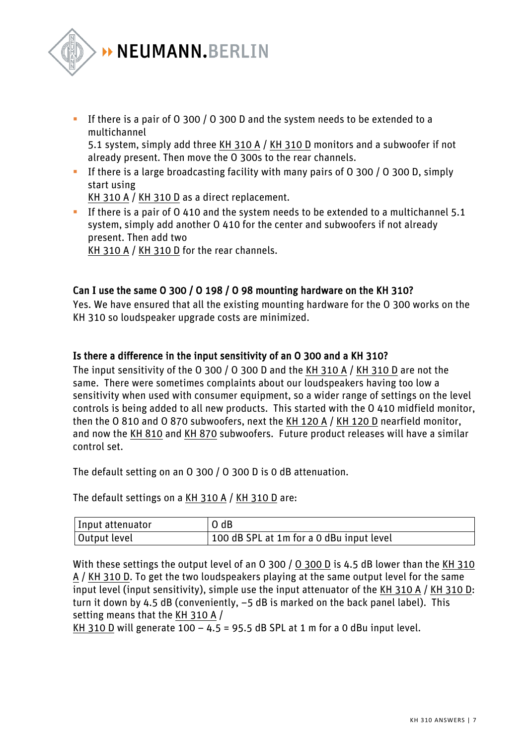- If there is a pair of O 300 / O 300 D and the system needs to be extended to a multichannel 5.1 system, simply add three KH 310 A / KH 310 D monitors and a subwoofer if not already present. Then move the O 300s to the rear channels.
- If there is a large broadcasting facility with many pairs of O 300 / O 300 D, simply start using KH 310 A / KH 310 D as a direct replacement.
- If there is a pair of O 410 and the system needs to be extended to a multichannel 5.1 system, simply add another O 410 for the center and subwoofers if not already present. Then add two KH 310 A / KH 310 D for the rear channels.

### Can I use the same O 300 / O 198 / O 98 mounting hardware on the KH 310?

Yes. We have ensured that all the existing mounting hardware for the O 300 works on the KH 310 so loudspeaker upgrade costs are minimized.

### Is there a difference in the input sensitivity of an O 300 and a KH 310?

The input sensitivity of the O 300 / O 300 D and the KH 310 A / KH 310 D are not the same. There were sometimes complaints about our loudspeakers having too low a sensitivity when used with consumer equipment, so a wider range of settings on the level controls is being added to all new products. This started with the O 410 midfield monitor, then the O 810 and O 870 subwoofers, next the KH 120 A / KH 120 D nearfield monitor, and now the KH 810 and KH 870 subwoofers. Future product releases will have a similar control set.

The default setting on an O 300 / O 300 D is 0 dB attenuation.

The default settings on a KH 310 A / KH 310 D are:

| | |
|---|---|
| Input attenuator | 0 dB |
| Output level | 100 dB SPL at 1m for a 0 dBu input level |

With these settings the output level of an O 300 / O 300 D is 4.5 dB lower than the KH 310 A / KH 310 D. To get the two loudspeakers playing at the same output level for the same input level (input sensitivity), simple use the input attenuator of the KH 310 A / KH 310 D: turn it down by 4.5 dB (conveniently, –5 dB is marked on the back panel label). This setting means that the KH 310 A / KH 310 D will generate 100 – 4.5 = 95.5 dB SPL at 1 m for a 0 dBu input level.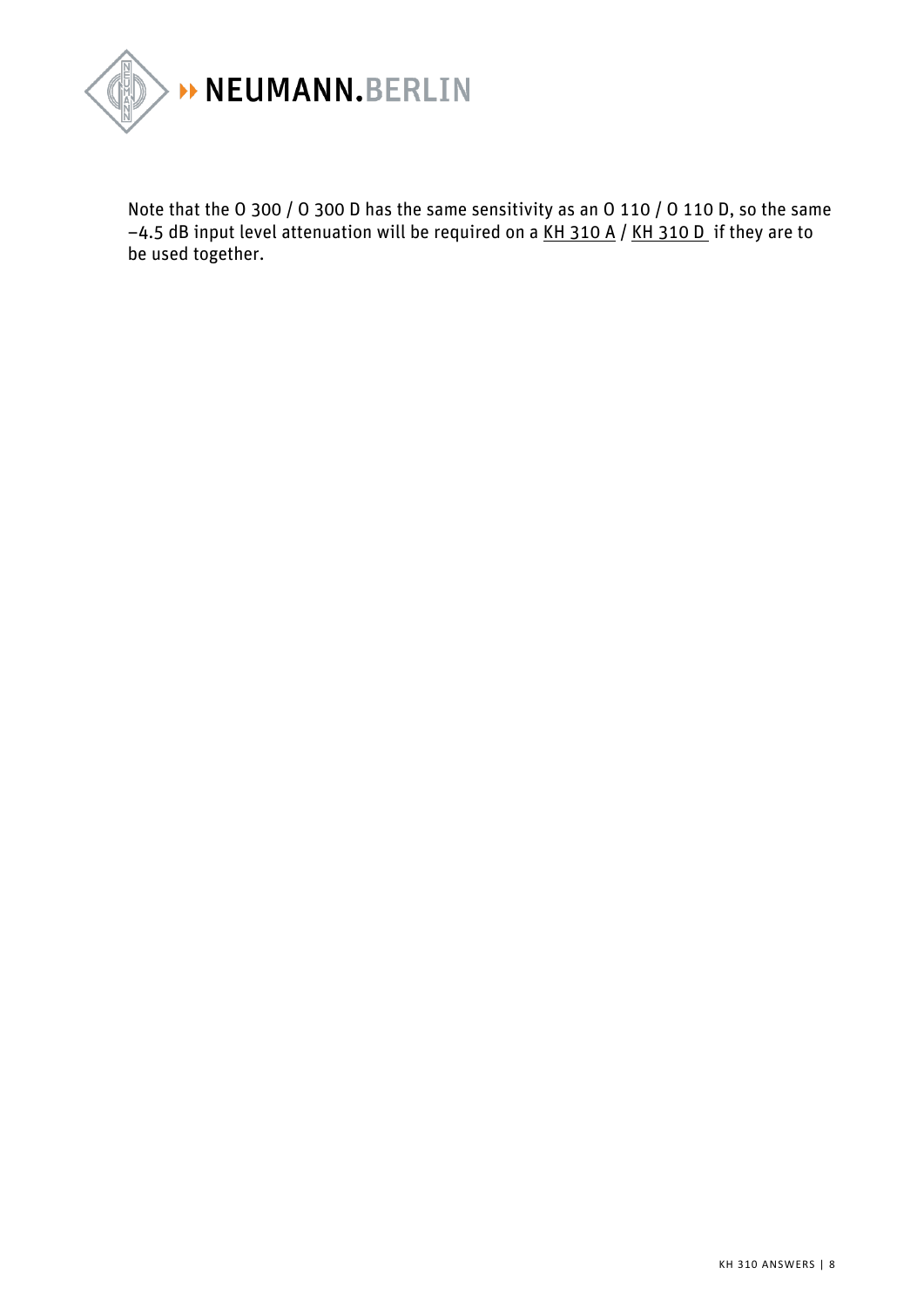Note that the O 300 / O 300 D has the same sensitivity as an O 110 / O 110 D, so the same −4.5 dB input level attenuation will be required on a KH 310 A / KH 310 D if they are to be used together.